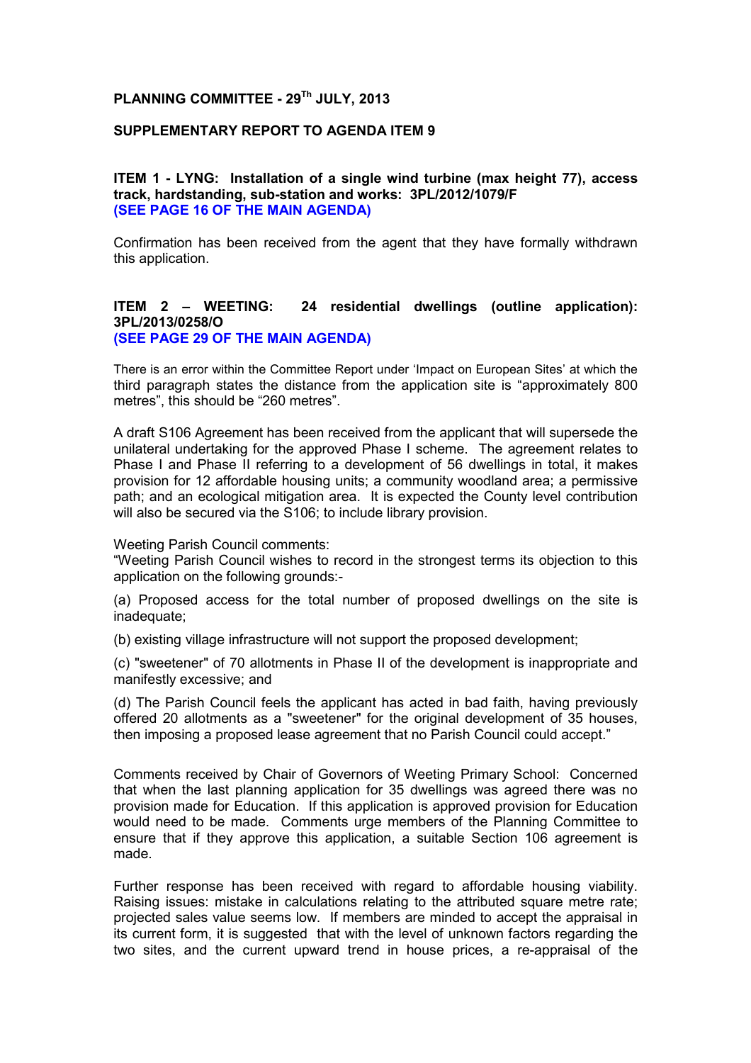**PLANNING COMMITTEE - 29Th JULY, 2013**

**SUPPLEMENTARY REPORT TO AGENDA ITEM 9**

**ITEM 1 - LYNG: Installation of a single wind turbine (max height 77), access track, hardstanding, sub-station and works: 3PL/2012/1079/F**
**(SEE PAGE 16 OF THE MAIN AGENDA)**

Confirmation has been received from the agent that they have formally withdrawn this application.

**ITEM 2 – WEETING: 24 residential dwellings (outline application): 3PL/2013/0258/O**
**(SEE PAGE 29 OF THE MAIN AGENDA)**

There is an error within the Committee Report under 'Impact on European Sites' at which the third paragraph states the distance from the application site is "approximately 800 metres", this should be "260 metres".

A draft S106 Agreement has been received from the applicant that will supersede the unilateral undertaking for the approved Phase I scheme. The agreement relates to Phase I and Phase II referring to a development of 56 dwellings in total, it makes provision for 12 affordable housing units; a community woodland area; a permissive path; and an ecological mitigation area. It is expected the County level contribution will also be secured via the S106; to include library provision.

Weeting Parish Council comments:
"Weeting Parish Council wishes to record in the strongest terms its objection to this application on the following grounds:-

(a) Proposed access for the total number of proposed dwellings on the site is inadequate;

(b) existing village infrastructure will not support the proposed development;

(c) "sweetener" of 70 allotments in Phase II of the development is inappropriate and manifestly excessive; and

(d) The Parish Council feels the applicant has acted in bad faith, having previously offered 20 allotments as a "sweetener" for the original development of 35 houses, then imposing a proposed lease agreement that no Parish Council could accept."

Comments received by Chair of Governors of Weeting Primary School: Concerned that when the last planning application for 35 dwellings was agreed there was no provision made for Education. If this application is approved provision for Education would need to be made. Comments urge members of the Planning Committee to ensure that if they approve this application, a suitable Section 106 agreement is made.

Further response has been received with regard to affordable housing viability. Raising issues: mistake in calculations relating to the attributed square metre rate; projected sales value seems low. If members are minded to accept the appraisal in its current form, it is suggested that with the level of unknown factors regarding the two sites, and the current upward trend in house prices, a re-appraisal of the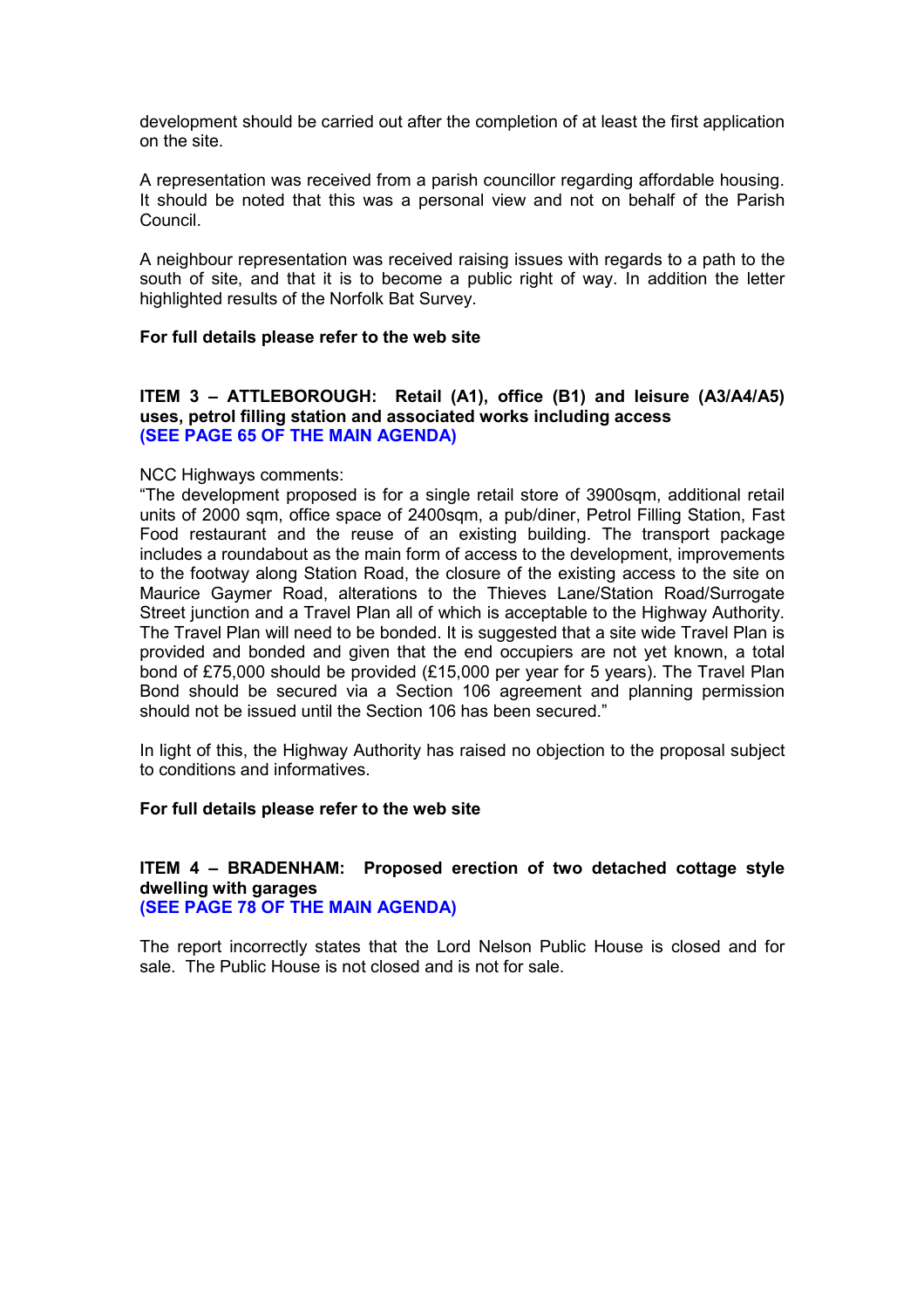development should be carried out after the completion of at least the first application on the site.

A representation was received from a parish councillor regarding affordable housing. It should be noted that this was a personal view and not on behalf of the Parish Council.

A neighbour representation was received raising issues with regards to a path to the south of site, and that it is to become a public right of way. In addition the letter highlighted results of the Norfolk Bat Survey.

**For full details please refer to the web site**

**ITEM 3 – ATTLEBOROUGH: Retail (A1), office (B1) and leisure (A3/A4/A5) uses, petrol filling station and associated works including access**
**(SEE PAGE 65 OF THE MAIN AGENDA)**

NCC Highways comments:
"The development proposed is for a single retail store of 3900sqm, additional retail units of 2000 sqm, office space of 2400sqm, a pub/diner, Petrol Filling Station, Fast Food restaurant and the reuse of an existing building. The transport package includes a roundabout as the main form of access to the development, improvements to the footway along Station Road, the closure of the existing access to the site on Maurice Gaymer Road, alterations to the Thieves Lane/Station Road/Surrogate Street junction and a Travel Plan all of which is acceptable to the Highway Authority. The Travel Plan will need to be bonded. It is suggested that a site wide Travel Plan is provided and bonded and given that the end occupiers are not yet known, a total bond of £75,000 should be provided (£15,000 per year for 5 years). The Travel Plan Bond should be secured via a Section 106 agreement and planning permission should not be issued until the Section 106 has been secured."

In light of this, the Highway Authority has raised no objection to the proposal subject to conditions and informatives.

**For full details please refer to the web site**

**ITEM 4 – BRADENHAM: Proposed erection of two detached cottage style dwelling with garages**
**(SEE PAGE 78 OF THE MAIN AGENDA)**

The report incorrectly states that the Lord Nelson Public House is closed and for sale. The Public House is not closed and is not for sale.